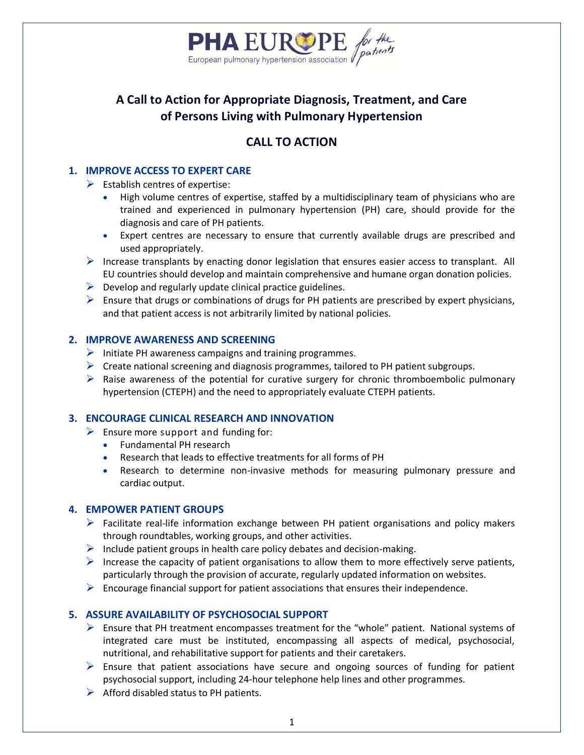PHA EUROPE *for the patients*

European pulmonary hypertension association

# A Call to Action for Appropriate Diagnosis, Treatment, and Care of Persons Living with Pulmonary Hypertension

## CALL TO ACTION

### 1. IMPROVE ACCESS TO EXPERT CARE

- Establish centres of expertise:
  - High volume centres of expertise, staffed by a multidisciplinary team of physicians who are trained and experienced in pulmonary hypertension (PH) care, should provide for the diagnosis and care of PH patients.
  - Expert centres are necessary to ensure that currently available drugs are prescribed and used appropriately.
- Increase transplants by enacting donor legislation that ensures easier access to transplant. All EU countries should develop and maintain comprehensive and humane organ donation policies.
- Develop and regularly update clinical practice guidelines.
- Ensure that drugs or combinations of drugs for PH patients are prescribed by expert physicians, and that patient access is not arbitrarily limited by national policies.

### 2. IMPROVE AWARENESS AND SCREENING

- Initiate PH awareness campaigns and training programmes.
- Create national screening and diagnosis programmes, tailored to PH patient subgroups.
- Raise awareness of the potential for curative surgery for chronic thromboembolic pulmonary hypertension (CTEPH) and the need to appropriately evaluate CTEPH patients.

### 3. ENCOURAGE CLINICAL RESEARCH AND INNOVATION

- Ensure more support and funding for:
  - Fundamental PH research
  - Research that leads to effective treatments for all forms of PH
  - Research to determine non-invasive methods for measuring pulmonary pressure and cardiac output.

### 4. EMPOWER PATIENT GROUPS

- Facilitate real-life information exchange between PH patient organisations and policy makers through roundtables, working groups, and other activities.
- Include patient groups in health care policy debates and decision-making.
- Increase the capacity of patient organisations to allow them to more effectively serve patients, particularly through the provision of accurate, regularly updated information on websites.
- Encourage financial support for patient associations that ensures their independence.

### 5. ASSURE AVAILABILITY OF PSYCHOSOCIAL SUPPORT

- Ensure that PH treatment encompasses treatment for the "whole" patient. National systems of integrated care must be instituted, encompassing all aspects of medical, psychosocial, nutritional, and rehabilitative support for patients and their caretakers.
- Ensure that patient associations have secure and ongoing sources of funding for patient psychosocial support, including 24-hour telephone help lines and other programmes.
- Afford disabled status to PH patients.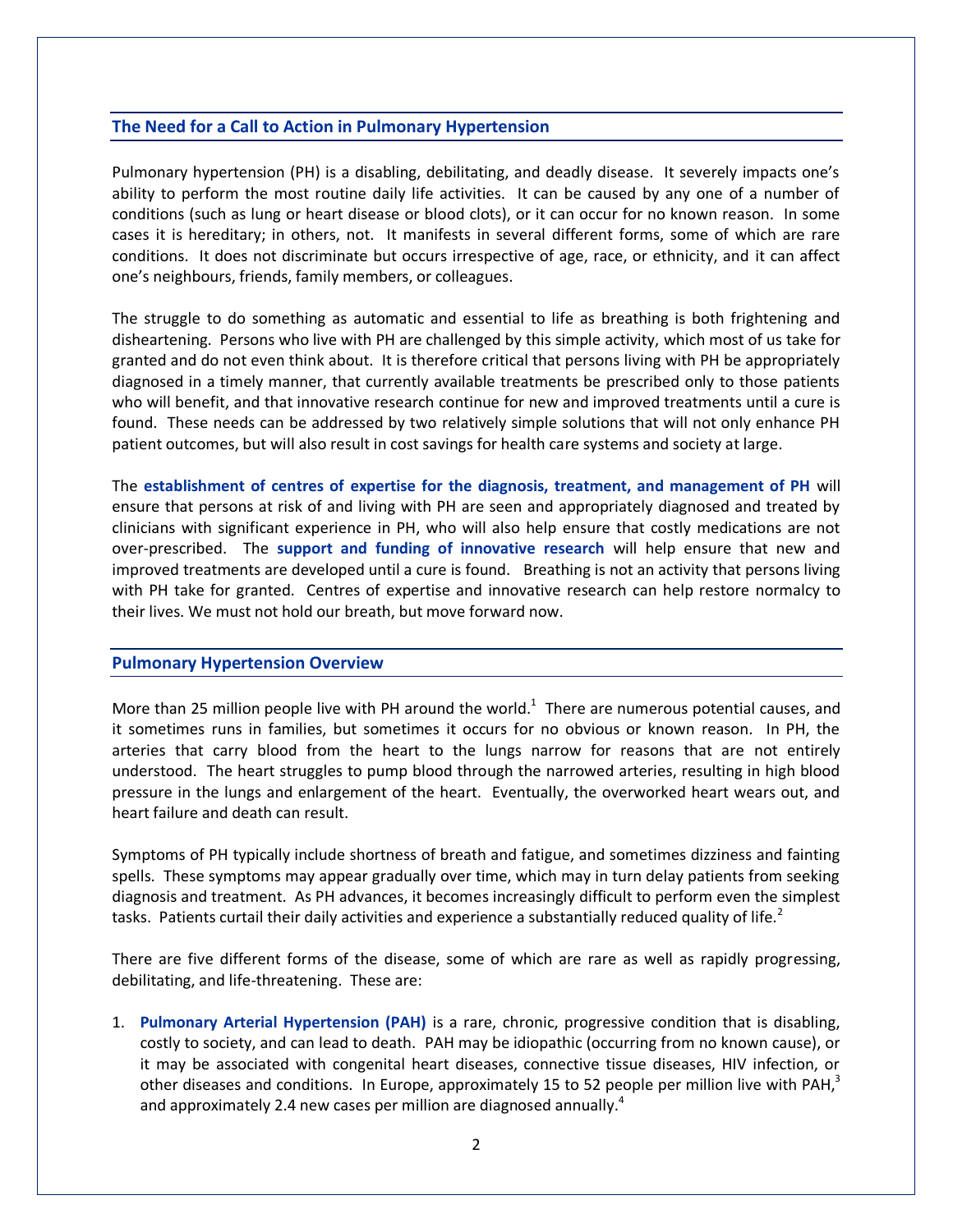## The Need for a Call to Action in Pulmonary Hypertension

Pulmonary hypertension (PH) is a disabling, debilitating, and deadly disease. It severely impacts one's ability to perform the most routine daily life activities. It can be caused by any one of a number of conditions (such as lung or heart disease or blood clots), or it can occur for no known reason. In some cases it is hereditary; in others, not. It manifests in several different forms, some of which are rare conditions. It does not discriminate but occurs irrespective of age, race, or ethnicity, and it can affect one's neighbours, friends, family members, or colleagues.

The struggle to do something as automatic and essential to life as breathing is both frightening and disheartening. Persons who live with PH are challenged by this simple activity, which most of us take for granted and do not even think about. It is therefore critical that persons living with PH be appropriately diagnosed in a timely manner, that currently available treatments be prescribed only to those patients who will benefit, and that innovative research continue for new and improved treatments until a cure is found. These needs can be addressed by two relatively simple solutions that will not only enhance PH patient outcomes, but will also result in cost savings for health care systems and society at large.

The **establishment of centres of expertise for the diagnosis, treatment, and management of PH** will ensure that persons at risk of and living with PH are seen and appropriately diagnosed and treated by clinicians with significant experience in PH, who will also help ensure that costly medications are not over-prescribed. The **support and funding of innovative research** will help ensure that new and improved treatments are developed until a cure is found. Breathing is not an activity that persons living with PH take for granted. Centres of expertise and innovative research can help restore normalcy to their lives. We must not hold our breath, but move forward now.

## Pulmonary Hypertension Overview

More than 25 million people live with PH around the world.[1] There are numerous potential causes, and it sometimes runs in families, but sometimes it occurs for no obvious or known reason. In PH, the arteries that carry blood from the heart to the lungs narrow for reasons that are not entirely understood. The heart struggles to pump blood through the narrowed arteries, resulting in high blood pressure in the lungs and enlargement of the heart. Eventually, the overworked heart wears out, and heart failure and death can result.

Symptoms of PH typically include shortness of breath and fatigue, and sometimes dizziness and fainting spells. These symptoms may appear gradually over time, which may in turn delay patients from seeking diagnosis and treatment. As PH advances, it becomes increasingly difficult to perform even the simplest tasks. Patients curtail their daily activities and experience a substantially reduced quality of life.[2]

There are five different forms of the disease, some of which are rare as well as rapidly progressing, debilitating, and life-threatening. These are:

1. **Pulmonary Arterial Hypertension (PAH)** is a rare, chronic, progressive condition that is disabling, costly to society, and can lead to death. PAH may be idiopathic (occurring from no known cause), or it may be associated with congenital heart diseases, connective tissue diseases, HIV infection, or other diseases and conditions. In Europe, approximately 15 to 52 people per million live with PAH,[3] and approximately 2.4 new cases per million are diagnosed annually.[4]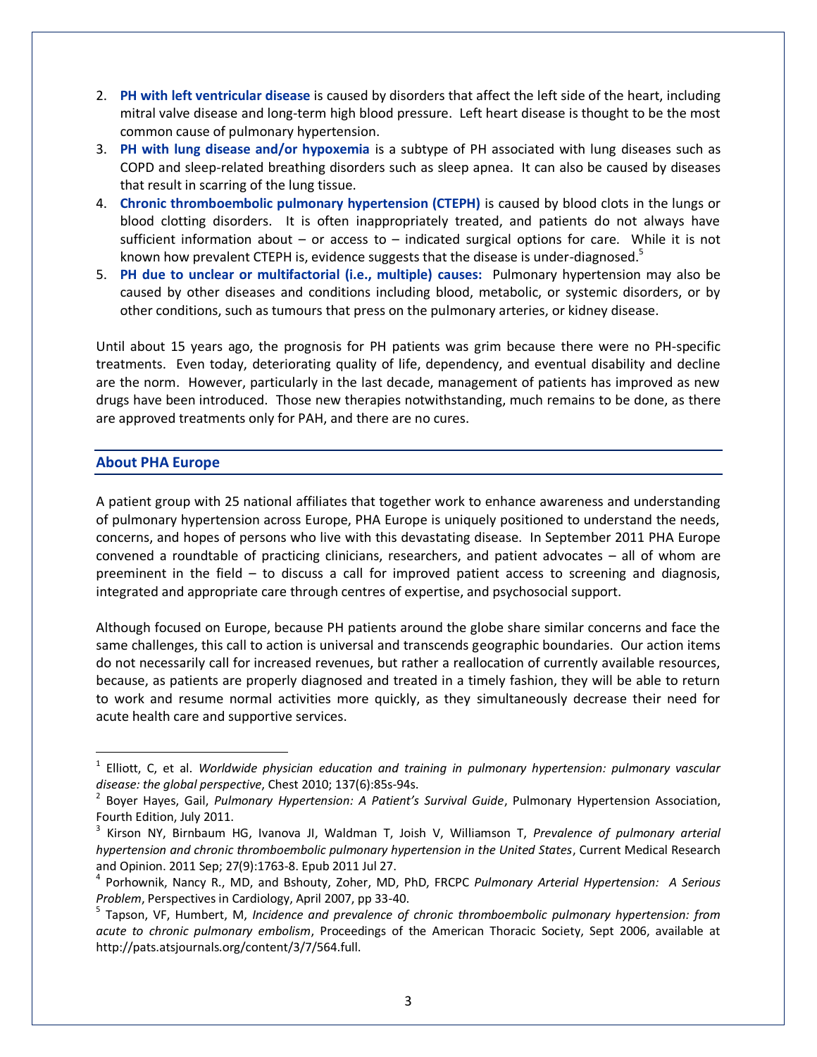2. **PH with left ventricular disease** is caused by disorders that affect the left side of the heart, including mitral valve disease and long-term high blood pressure. Left heart disease is thought to be the most common cause of pulmonary hypertension.
3. **PH with lung disease and/or hypoxemia** is a subtype of PH associated with lung diseases such as COPD and sleep-related breathing disorders such as sleep apnea. It can also be caused by diseases that result in scarring of the lung tissue.
4. **Chronic thromboembolic pulmonary hypertension (CTEPH)** is caused by blood clots in the lungs or blood clotting disorders. It is often inappropriately treated, and patients do not always have sufficient information about – or access to – indicated surgical options for care. While it is not known how prevalent CTEPH is, evidence suggests that the disease is under-diagnosed.[5]
5. **PH due to unclear or multifactorial (i.e., multiple) causes:** Pulmonary hypertension may also be caused by other diseases and conditions including blood, metabolic, or systemic disorders, or by other conditions, such as tumours that press on the pulmonary arteries, or kidney disease.

Until about 15 years ago, the prognosis for PH patients was grim because there were no PH-specific treatments. Even today, deteriorating quality of life, dependency, and eventual disability and decline are the norm. However, particularly in the last decade, management of patients has improved as new drugs have been introduced. Those new therapies notwithstanding, much remains to be done, as there are approved treatments only for PAH, and there are no cures.

## About PHA Europe

A patient group with 25 national affiliates that together work to enhance awareness and understanding of pulmonary hypertension across Europe, PHA Europe is uniquely positioned to understand the needs, concerns, and hopes of persons who live with this devastating disease. In September 2011 PHA Europe convened a roundtable of practicing clinicians, researchers, and patient advocates – all of whom are preeminent in the field – to discuss a call for improved patient access to screening and diagnosis, integrated and appropriate care through centres of expertise, and psychosocial support.

Although focused on Europe, because PH patients around the globe share similar concerns and face the same challenges, this call to action is universal and transcends geographic boundaries. Our action items do not necessarily call for increased revenues, but rather a reallocation of currently available resources, because, as patients are properly diagnosed and treated in a timely fashion, they will be able to return to work and resume normal activities more quickly, as they simultaneously decrease their need for acute health care and supportive services.

---

[1] Elliott, C, et al. *Worldwide physician education and training in pulmonary hypertension: pulmonary vascular disease: the global perspective*, Chest 2010; 137(6):85s-94s.

[2] Boyer Hayes, Gail, *Pulmonary Hypertension: A Patient's Survival Guide*, Pulmonary Hypertension Association, Fourth Edition, July 2011.

[3] Kirson NY, Birnbaum HG, Ivanova JI, Waldman T, Joish V, Williamson T, *Prevalence of pulmonary arterial hypertension and chronic thromboembolic pulmonary hypertension in the United States*, Current Medical Research and Opinion. 2011 Sep; 27(9):1763-8. Epub 2011 Jul 27.

[4] Porhownik, Nancy R., MD, and Bshouty, Zoher, MD, PhD, FRCPC *Pulmonary Arterial Hypertension: A Serious Problem*, Perspectives in Cardiology, April 2007, pp 33-40.

[5] Tapson, VF, Humbert, M, *Incidence and prevalence of chronic thromboembolic pulmonary hypertension: from acute to chronic pulmonary embolism*, Proceedings of the American Thoracic Society, Sept 2006, available at http://pats.atsjournals.org/content/3/7/564.full.